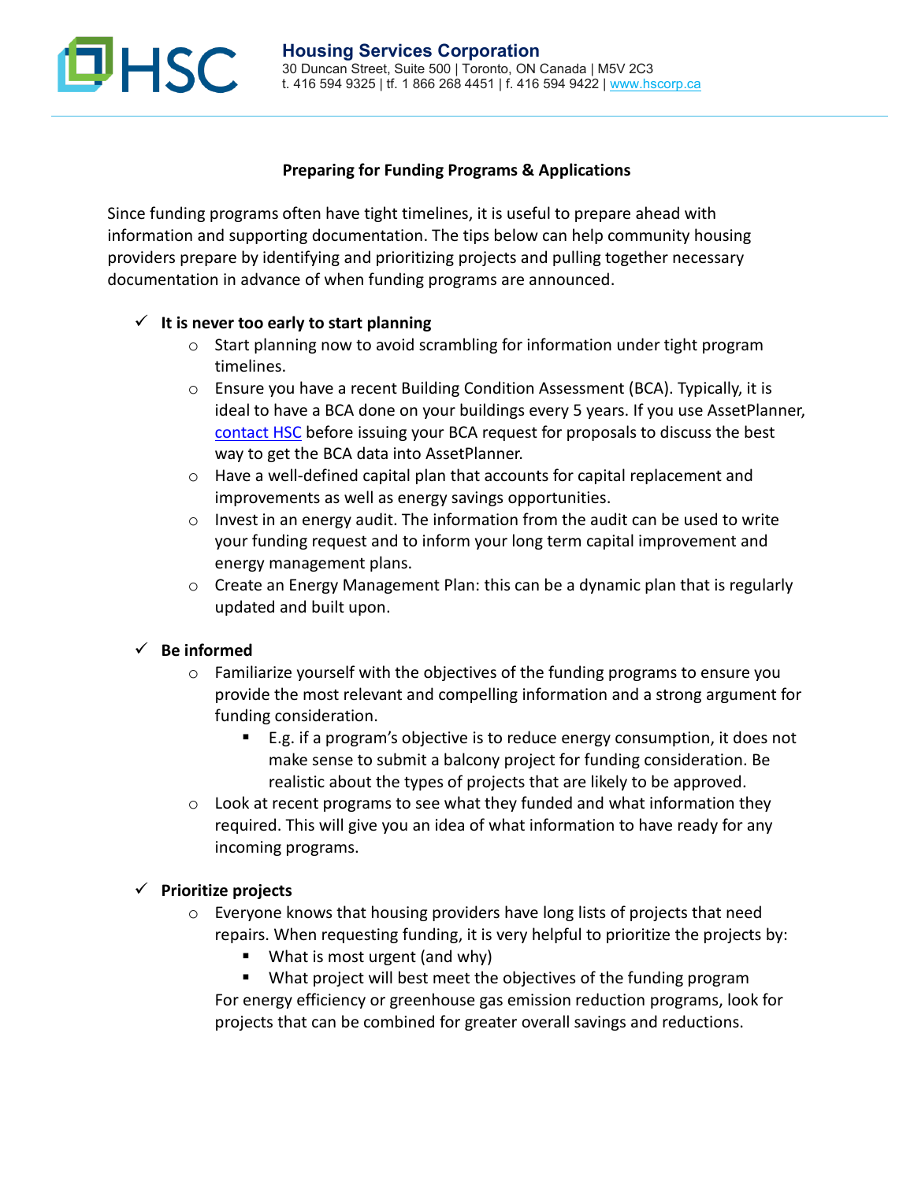**Housing Services Corporation**
30 Duncan Street, Suite 500 | Toronto, ON Canada | M5V 2C3
t. 416 594 9325 | tf. 1 866 268 4451 | f. 416 594 9422 | www.hscorp.ca

## Preparing for Funding Programs & Applications

Since funding programs often have tight timelines, it is useful to prepare ahead with information and supporting documentation. The tips below can help community housing providers prepare by identifying and prioritizing projects and pulling together necessary documentation in advance of when funding programs are announced.

- ✓ **It is never too early to start planning**
  - Start planning now to avoid scrambling for information under tight program timelines.
  - Ensure you have a recent Building Condition Assessment (BCA). Typically, it is ideal to have a BCA done on your buildings every 5 years. If you use AssetPlanner, contact HSC before issuing your BCA request for proposals to discuss the best way to get the BCA data into AssetPlanner.
  - Have a well-defined capital plan that accounts for capital replacement and improvements as well as energy savings opportunities.
  - Invest in an energy audit. The information from the audit can be used to write your funding request and to inform your long term capital improvement and energy management plans.
  - Create an Energy Management Plan: this can be a dynamic plan that is regularly updated and built upon.

- ✓ **Be informed**
  - Familiarize yourself with the objectives of the funding programs to ensure you provide the most relevant and compelling information and a strong argument for funding consideration.
    - E.g. if a program's objective is to reduce energy consumption, it does not make sense to submit a balcony project for funding consideration. Be realistic about the types of projects that are likely to be approved.
  - Look at recent programs to see what they funded and what information they required. This will give you an idea of what information to have ready for any incoming programs.

- ✓ **Prioritize projects**
  - Everyone knows that housing providers have long lists of projects that need repairs. When requesting funding, it is very helpful to prioritize the projects by:
    - What is most urgent (and why)
    - What project will best meet the objectives of the funding program

    For energy efficiency or greenhouse gas emission reduction programs, look for projects that can be combined for greater overall savings and reductions.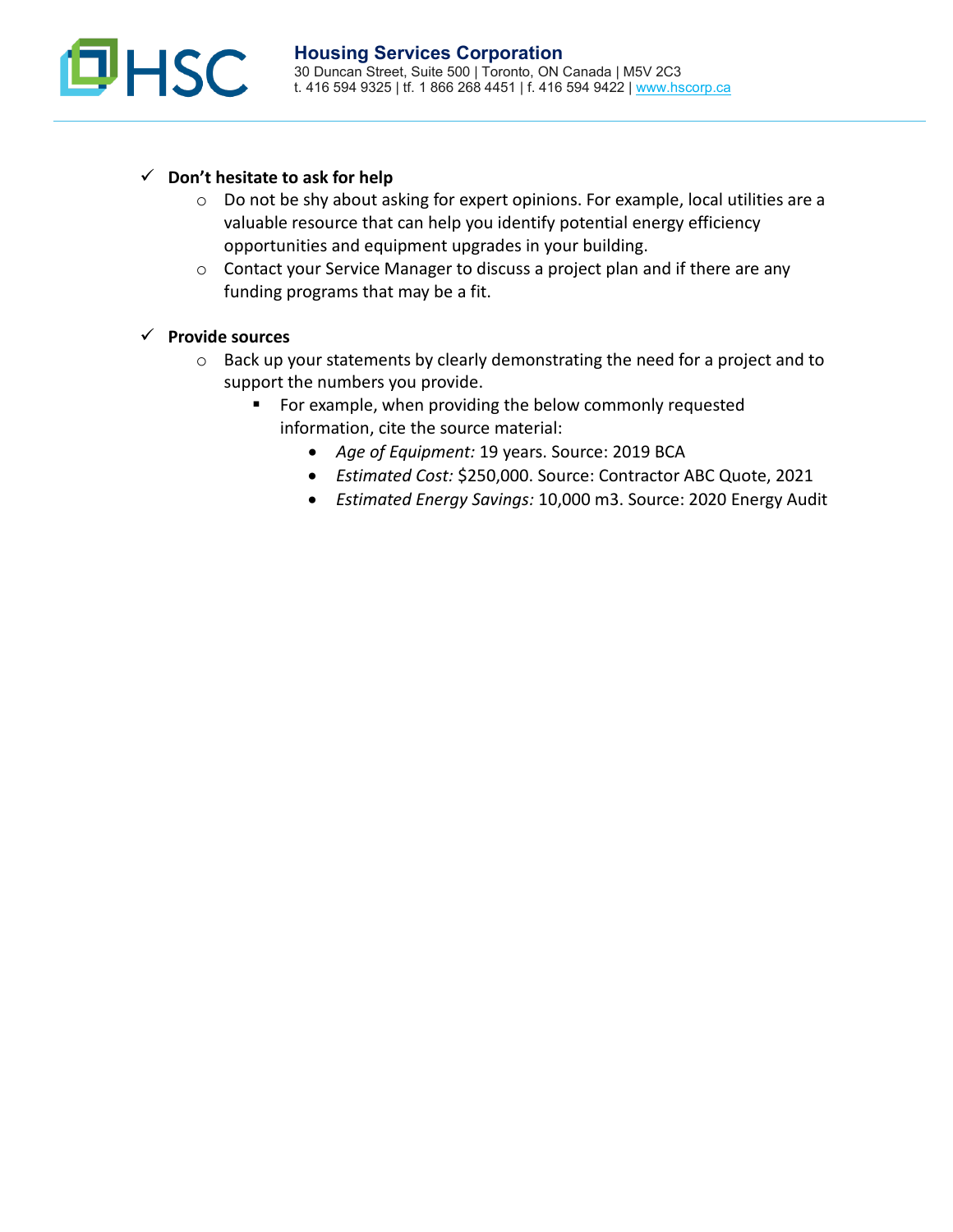- ✓ **Don't hesitate to ask for help**
  - Do not be shy about asking for expert opinions. For example, local utilities are a valuable resource that can help you identify potential energy efficiency opportunities and equipment upgrades in your building.
  - Contact your Service Manager to discuss a project plan and if there are any funding programs that may be a fit.

- ✓ **Provide sources**
  - Back up your statements by clearly demonstrating the need for a project and to support the numbers you provide.
    - For example, when providing the below commonly requested information, cite the source material:
      - *Age of Equipment:* 19 years. Source: 2019 BCA
      - *Estimated Cost:* $250,000. Source: Contractor ABC Quote, 2021
      - *Estimated Energy Savings:* 10,000 m3. Source: 2020 Energy Audit